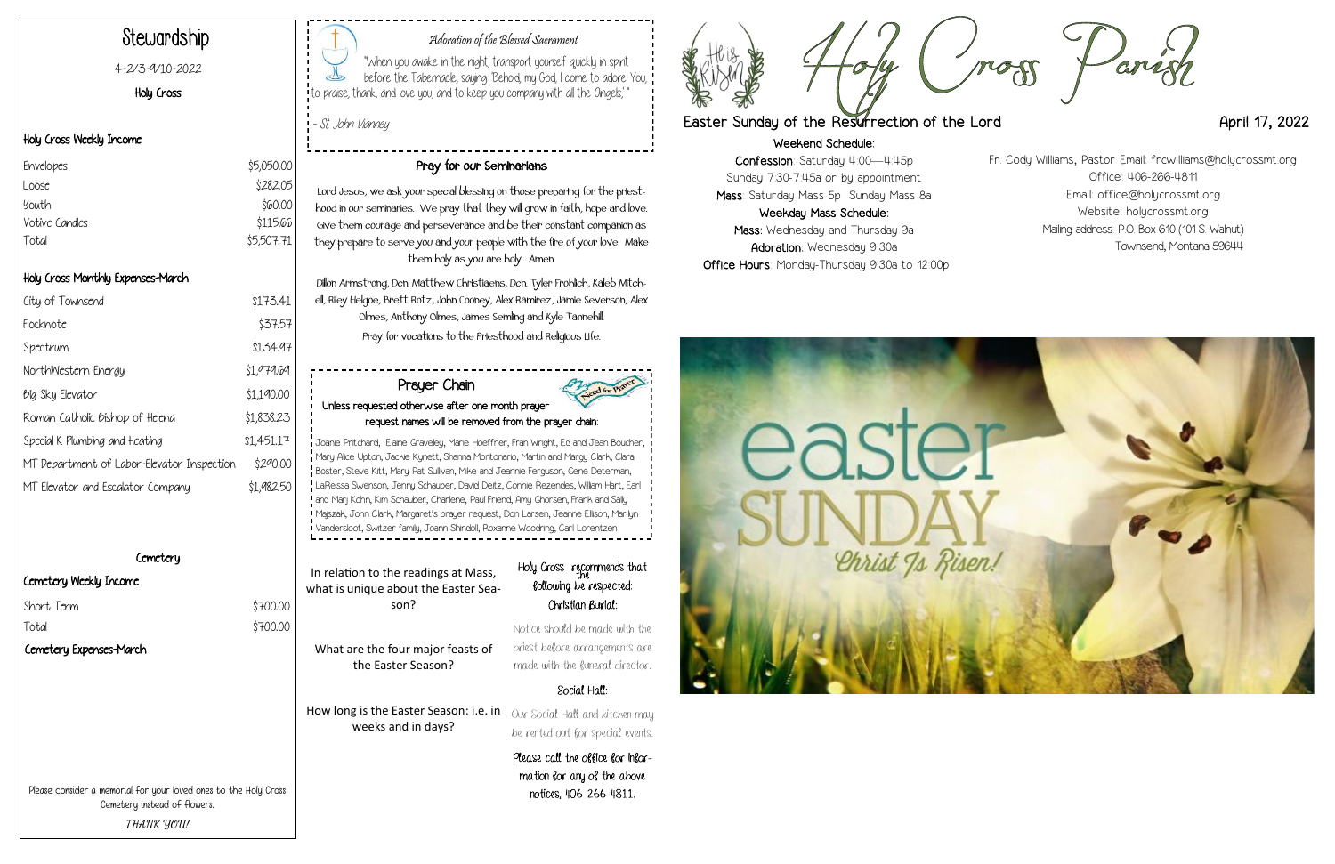# Stewardship

4-2/3-4/10-2022

Holy Cross

### Holy Cross Weekly Income

| | |
|---|---|
| Envelopes | $5,050.00 |
| Loose | $282.05 |
| Youth | $60.00 |
| Votive Candles | $115.66 |
| Total | $5,507.71 |

### Holy Cross Monthly Expenses-March

| | |
|---|---|
| City of Townsend | $173.41 |
| Flocknote | $37.57 |
| Spectrum | $134.97 |
| NorthWestern Energy | $1,479.69 |
| Big Sky Elevator | $1,190.00 |
| Roman Catholic Bishop of Helena | $1,838.23 |
| Special K Plumbing and Heating | $1,451.17 |
| MT Department of Labor-Elevator Inspection | $290.00 |
| MT Elevator and Escalator Company | $1,982.50 |

## Cemetery

### Cemetery Weekly Income

| | |
|---|---|
| Short Term | $700.00 |
| Total | $700.00 |

### Cemetery Expenses-March

Please consider a memorial for your loved ones to the Holy Cross Cemetery instead of flowers.

*THANK YOU!*

### *Adoration of the Blessed Sacrament*

"When you awake in the night, transport yourself quickly in spirit before the Tabernacle, saying: 'Behold, my God, I come to adore You, to praise, thank, and love you, and to keep you company with all the Angels.'"

*- St. John Vianney*

### Pray for our Seminarians

Lord Jesus, we ask your special blessing on those preparing for the priesthood in our seminaries. We pray that they will grow in faith, hope and love. Give them courage and perseverance and be their constant companion as they prepare to serve you and your people with the fire of your love. Make them holy as you are holy. Amen.

Dillon Armstrong, Dcn. Matthew Christiaens, Dcn. Tyler Frohlich, Kaleb Mitchell, Riley Helgoe, Brett Rotz, John Cooney, Alex Ramirez, Jamie Severson, Alex Olmes, Anthony Olmes, James Semling and Kyle Tannehill.

Pray for vocations to the Priesthood and Religious Life.

### Prayer Chain

**Unless requested otherwise after one month prayer request names will be removed from the prayer chain.**

Joanie Pritchard, Elaine Graveley, Marie Hoeffner, Fran Wright, Ed and Jean Boucher, Mary Alice Upton, Jackie Kynett, Shanna Montonario, Martin and Margy Clark, Clara Boster, Steve Kitt, Mary Pat Sullivan, Mike and Jeannie Ferguson, Gene Determan, LaReissa Swenson, Jenny Schauber, David Deitz, Connie Rezendes, William Hart, Earl and Marj Kohn, Kim Schauber, Charlene, Paul Friend, Amy Ghorsen, Frank and Sally Majszak, John Clark, Margaret's prayer request, Don Larsen, Jeanne Ellison, Marilyn Vandersloot, Switzer family, Joann Shindoll, Roxanne Woodring, Carl Lorentzen

In relation to the readings at Mass, what is unique about the Easter Season?

What are the four major feasts of the Easter Season?

How long is the Easter Season: i.e. in weeks and in days?

### Holy Cross recommends that the following be respected:

**Christian Burial:**

Notice should be made with the priest before arrangements are made with the funeral director.

**Social Hall:**

Our Social Hall and kitchen may be rented out for special events.

**Please call the office for information for any of the above notices, 406-266-4811.**

# Holy Cross Parish

## Easter Sunday of the Resurrection of the Lord — April 17, 2022

**Weekend Schedule:**

**Confession**: Saturday 4:00—4:45p

Sunday 7:30-7:45a or by appointment

**Mass**: Saturday Mass 5p Sunday Mass 8a

**Weekday Mass Schedule:**

**Mass**: Wednesday and Thursday 9a

**Adoration**: Wednesday 9:30a

**Office Hours**: Monday-Thursday 9:30a to 12:00p

Fr. Cody Williams, Pastor Email: frcwilliams@holycrossmt.org

Office: 406-266-4811

Email: office@holycrossmt.org

Website: holycrossmt.org

Mailing address: P.O. Box 610 (101 S. Walnut)

Townsend, Montana 59644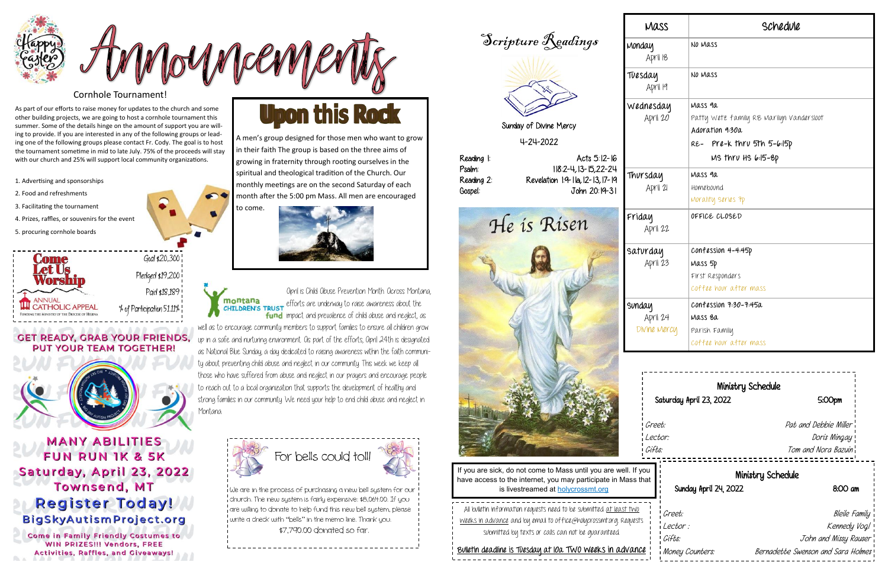Happy Easter

# Announcements

## Cornhole Tournament!

As part of our efforts to raise money for updates to the church and some other building projects, we are going to host a cornhole tournament this summer. Some of the details hinge on the amount of support you are willing to provide. If you are interested in any of the following groups or leading one of the following groups please contact Fr. Cody. The goal is to host the tournament sometime in mid to late July. 75% of the proceeds will stay with our church and 25% will support local community organizations.

1. Advertising and sponsorships
2. Food and refreshments
3. Facilitating the tournament
4. Prizes, raffles, or souvenirs for the event
5. procuring cornhole boards

**Come Let Us Worship** — Annual Catholic Appeal, Funding the Ministry of the Diocese of Helena

Goal $20,300
Pledged $19,200
Paid $18,189
% of Participation 51.11%

**GET READY, GRAB YOUR FRIENDS, PUT YOUR TEAM TOGETHER!**

**MANY ABILITIES FUN RUN 1K & 5K**
**Saturday, April 23, 2022**
**Townsend, MT**
**Register Today!**
**BigSkyAutismProject.org**
Come in Family Friendly Costumes to WIN PRIZES!!! Vendors, FREE Activities, Raffles, and Giveaways!

## Upon this Rock

A men's group designed for those men who want to grow in their faith The group is based on the three aims of growing in fraternity through rooting ourselves in the spiritual and theological tradition of the Church. Our monthly meetings are on the second Saturday of each month after the 5:00 pm Mass. All men are encouraged to come.

Montana Children's Trust Fund

April is Child Abuse Prevention Month. Across Montana, efforts are underway to raise awareness about the impact and prevalence of child abuse and neglect, as well as to encourage community members to support families to ensure all children grow up in a safe and nurturing environment. As part of the efforts, April 24th is designated as National Blue Sunday, a day dedicated to raising awareness within the faith community about preventing child abuse and neglect in our community. This week we keep all those who have suffered from abuse and neglect in our prayers and encourage people to reach out to a local organization that supports the development of healthy and strong families in our community. We need your help to end child abuse and neglect in Montana.

## For bells could toll!

We are in the process of purchasing a new bell system for our church. The new system is fairly expensive: $8,064.00. If you are willing to donate to help fund this new bell system, please write a check with "bells" in the memo line. Thank you.
$7,790.00 donated so far.

## Scripture Readings

Sunday of Divine Mercy
4-24-2022

| | |
|---|---|
| Reading 1: | Acts 5:12-16 |
| Psalm: | 118:2-4, 13-15, 22-24 |
| Reading 2: | Revelation 1:9-11a, 12-13, 17-19 |
| Gospel: | John 20:19-31 |

He is Risen

If you are sick, do not come to Mass until you are well. If you have access to the internet, you may participate in Mass that is livestreamed at holycrossmt.org

All bulletin information requests need to be submitted at least two weeks in advance and by email to office@holycrossmt.org. Requests submitted by texts or calls can not be guaranteed.

Bulletin deadline is Tuesday at 10a. Two weeks in advance

## Mass Schedule

| Mass | Schedule |
|---|---|
| Monday April 18 | No Mass |
| Tuesday April 19 | No Mass |
| Wednesday April 20 | Mass 9a<br>Patty Wetz Family RB Marilyn Vandersloot<br>Adoration 9:30a<br>RE- Pre-K thru 5th 5-6:15p<br>MS thru HS 6:15-8p |
| Thursday April 21 | Mass 9a<br>Homebound<br>Morality Series 7p |
| Friday April 22 | OFFICE CLOSED |
| Saturday April 23 | Confession 4-4:45p<br>Mass 5p<br>First Responders<br>Coffee hour after mass |
| Sunday April 24 Divine Mercy | Confession 7:30-7:45a<br>Mass 8a<br>Parish Family<br>Coffee hour after mass |

## Ministry Schedule

Saturday April 23, 2022 — 5:00pm

| | |
|---|---|
| Greet: | Pat and Debbie Miller |
| Lector: | Doris Mingay |
| Gifts: | Tom and Nora Bazuin |

## Ministry Schedule

Sunday April 24, 2022 — 8:00 am

| | |
|---|---|
| Greet: | Bleile Family |
| Lector : | Kennedy Vogl |
| Gifts: | John and Missy Rauser |
| Money Counters: | Bernadette Swenson and Sara Holmes |